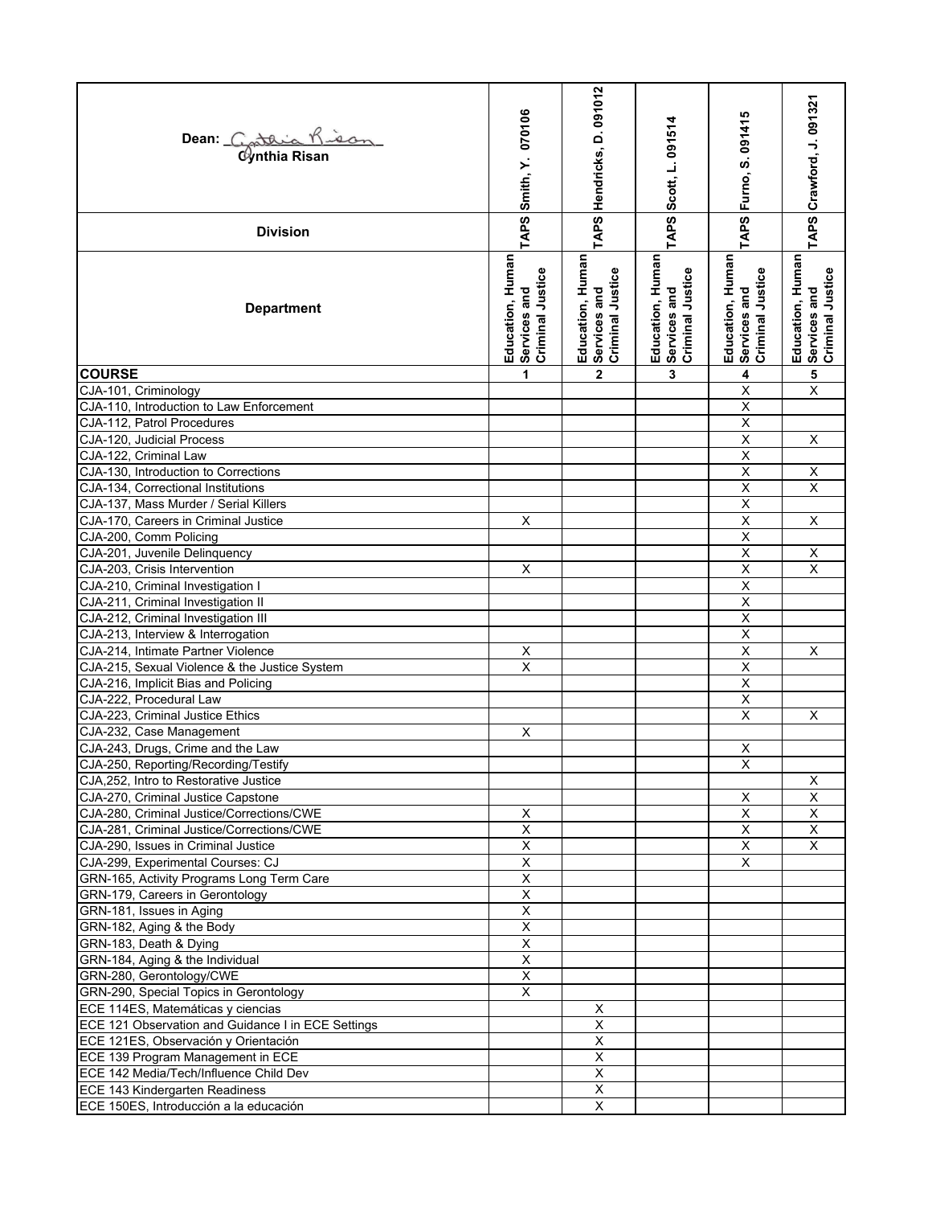| Dean: Cynthia Risan | TAPS Smith, Y. 070106 | TAPS Hendricks, D. 091012 | TAPS Scott, L. 091514 | TAPS Furno, S. 091415 | TAPS Crawford, J. 091321 |
|---|---|---|---|---|---|
| **Division** | | | | | |
| **Department** | Education, Human Services and Criminal Justice | Education, Human Services and Criminal Justice | Education, Human Services and Criminal Justice | Education, Human Services and Criminal Justice | Education, Human Services and Criminal Justice |
| **COURSE** | **1** | **2** | **3** | **4** | **5** |
| CJA-101, Criminology | | | | X | X |
| CJA-110, Introduction to Law Enforcement | | | | X | |
| CJA-112, Patrol Procedures | | | | X | |
| CJA-120, Judicial Process | | | | X | X |
| CJA-122, Criminal Law | | | | X | |
| CJA-130, Introduction to Corrections | | | | X | X |
| CJA-134, Correctional Institutions | | | | X | X |
| CJA-137, Mass Murder / Serial Killers | | | | X | |
| CJA-170, Careers in Criminal Justice | X | | | X | X |
| CJA-200, Comm Policing | | | | X | |
| CJA-201, Juvenile Delinquency | | | | X | X |
| CJA-203, Crisis Intervention | X | | | X | X |
| CJA-210, Criminal Investigation I | | | | X | |
| CJA-211, Criminal Investigation II | | | | X | |
| CJA-212, Criminal Investigation III | | | | X | |
| CJA-213, Interview & Interrogation | | | | X | |
| CJA-214, Intimate Partner Violence | X | | | X | X |
| CJA-215, Sexual Violence & the Justice System | X | | | X | |
| CJA-216, Implicit Bias and Policing | | | | X | |
| CJA-222, Procedural Law | | | | X | |
| CJA-223, Criminal Justice Ethics | | | | X | X |
| CJA-232, Case Management | X | | | | |
| CJA-243, Drugs, Crime and the Law | | | | X | |
| CJA-250, Reporting/Recording/Testify | | | | X | |
| CJA,252, Intro to Restorative Justice | | | | | X |
| CJA-270, Criminal Justice Capstone | | | | X | X |
| CJA-280, Criminal Justice/Corrections/CWE | X | | | X | X |
| CJA-281, Criminal Justice/Corrections/CWE | X | | | X | X |
| CJA-290, Issues in Criminal Justice | X | | | X | X |
| CJA-299, Experimental Courses: CJ | X | | | X | |
| GRN-165, Activity Programs Long Term Care | X | | | | |
| GRN-179, Careers in Gerontology | X | | | | |
| GRN-181, Issues in Aging | X | | | | |
| GRN-182, Aging & the Body | X | | | | |
| GRN-183, Death & Dying | X | | | | |
| GRN-184, Aging & the Individual | X | | | | |
| GRN-280, Gerontology/CWE | X | | | | |
| GRN-290, Special Topics in Gerontology | X | | | | |
| ECE 114ES, Matemáticas y ciencias | | X | | | |
| ECE 121 Observation and Guidance I in ECE Settings | | X | | | |
| ECE 121ES, Observación y Orientación | | X | | | |
| ECE 139 Program Management in ECE | | X | | | |
| ECE 142 Media/Tech/Influence Child Dev | | X | | | |
| ECE 143 Kindergarten Readiness | | X | | | |
| ECE 150ES, Introducción a la educación | | X | | | |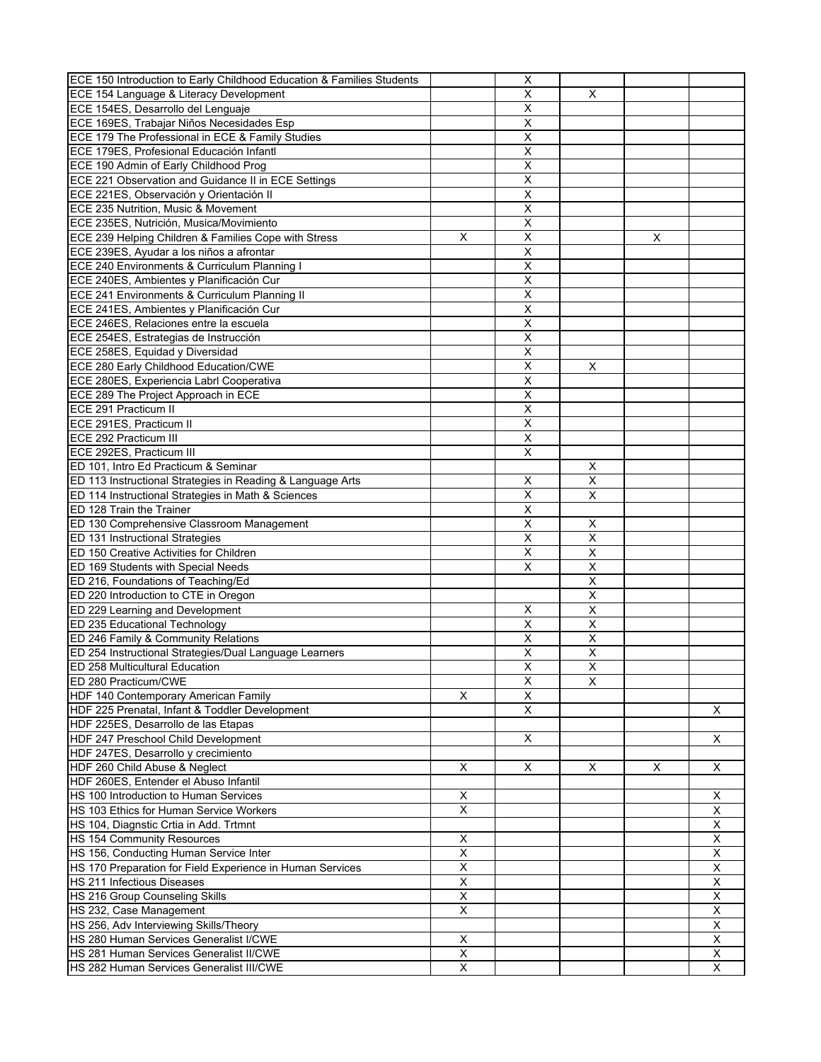| | | | | | |
|---|---|---|---|---|---|
| ECE 150 Introduction to Early Childhood Education & Families Students | | X | | | |
| ECE 154 Language & Literacy Development | | X | X | | |
| ECE 154ES, Desarrollo del Lenguaje | | X | | | |
| ECE 169ES, Trabajar Niños Necesidades Esp | | X | | | |
| ECE 179 The Professional in ECE & Family Studies | | X | | | |
| ECE 179ES, Profesional Educación Infantl | | X | | | |
| ECE 190 Admin of Early Childhood Prog | | X | | | |
| ECE 221 Observation and Guidance II in ECE Settings | | X | | | |
| ECE 221ES, Observación y Orientación II | | X | | | |
| ECE 235 Nutrition, Music & Movement | | X | | | |
| ECE 235ES, Nutrición, Musica/Movimiento | | X | | | |
| ECE 239 Helping Children & Families Cope with Stress | X | X | | X | |
| ECE 239ES, Ayudar a los niños a afrontar | | X | | | |
| ECE 240 Environments & Curriculum Planning I | | X | | | |
| ECE 240ES, Ambientes y Planificación Cur | | X | | | |
| ECE 241 Environments & Curriculum Planning II | | X | | | |
| ECE 241ES, Ambientes y Planificación Cur | | X | | | |
| ECE 246ES, Relaciones entre la escuela | | X | | | |
| ECE 254ES, Estrategias de Instrucción | | X | | | |
| ECE 258ES, Equidad y Diversidad | | X | | | |
| ECE 280 Early Childhood Education/CWE | | X | X | | |
| ECE 280ES, Experiencia Labrl Cooperativa | | X | | | |
| ECE 289 The Project Approach in ECE | | X | | | |
| ECE 291 Practicum II | | X | | | |
| ECE 291ES, Practicum II | | X | | | |
| ECE 292 Practicum III | | X | | | |
| ECE 292ES, Practicum III | | X | | | |
| ED 101, Intro Ed Practicum & Seminar | | | X | | |
| ED 113 Instructional Strategies in Reading & Language Arts | | X | X | | |
| ED 114 Instructional Strategies in Math & Sciences | | X | X | | |
| ED 128 Train the Trainer | | X | | | |
| ED 130 Comprehensive Classroom Management | | X | X | | |
| ED 131 Instructional Strategies | | X | X | | |
| ED 150 Creative Activities for Children | | X | X | | |
| ED 169 Students with Special Needs | | X | X | | |
| ED 216, Foundations of Teaching/Ed | | | X | | |
| ED 220 Introduction to CTE in Oregon | | | X | | |
| ED 229 Learning and Development | | X | X | | |
| ED 235 Educational Technology | | X | X | | |
| ED 246 Family & Community Relations | | X | X | | |
| ED 254 Instructional Strategies/Dual Language Learners | | X | X | | |
| ED 258 Multicultural Education | | X | X | | |
| ED 280 Practicum/CWE | | X | X | | |
| HDF 140 Contemporary American Family | X | X | | | |
| HDF 225 Prenatal, Infant & Toddler Development | | X | | | X |
| HDF 225ES, Desarrollo de las Etapas | | | | | |
| HDF 247 Preschool Child Development | | X | | | X |
| HDF 247ES, Desarrollo y crecimiento | | | | | |
| HDF 260 Child Abuse & Neglect | X | X | X | X | X |
| HDF 260ES, Entender el Abuso Infantil | | | | | |
| HS 100 Introduction to Human Services | X | | | | X |
| HS 103 Ethics for Human Service Workers | X | | | | X |
| HS 104, Diagnstic Crtia in Add. Trtmnt | | | | | X |
| HS 154 Community Resources | X | | | | X |
| HS 156, Conducting Human Service Inter | X | | | | X |
| HS 170 Preparation for Field Experience in Human Services | X | | | | X |
| HS 211 Infectious Diseases | X | | | | X |
| HS 216 Group Counseling Skills | X | | | | X |
| HS 232, Case Management | X | | | | X |
| HS 256, Adv Interviewing Skills/Theory | | | | | X |
| HS 280 Human Services Generalist I/CWE | X | | | | X |
| HS 281 Human Services Generalist II/CWE | X | | | | X |
| HS 282 Human Services Generalist III/CWE | X | | | | X |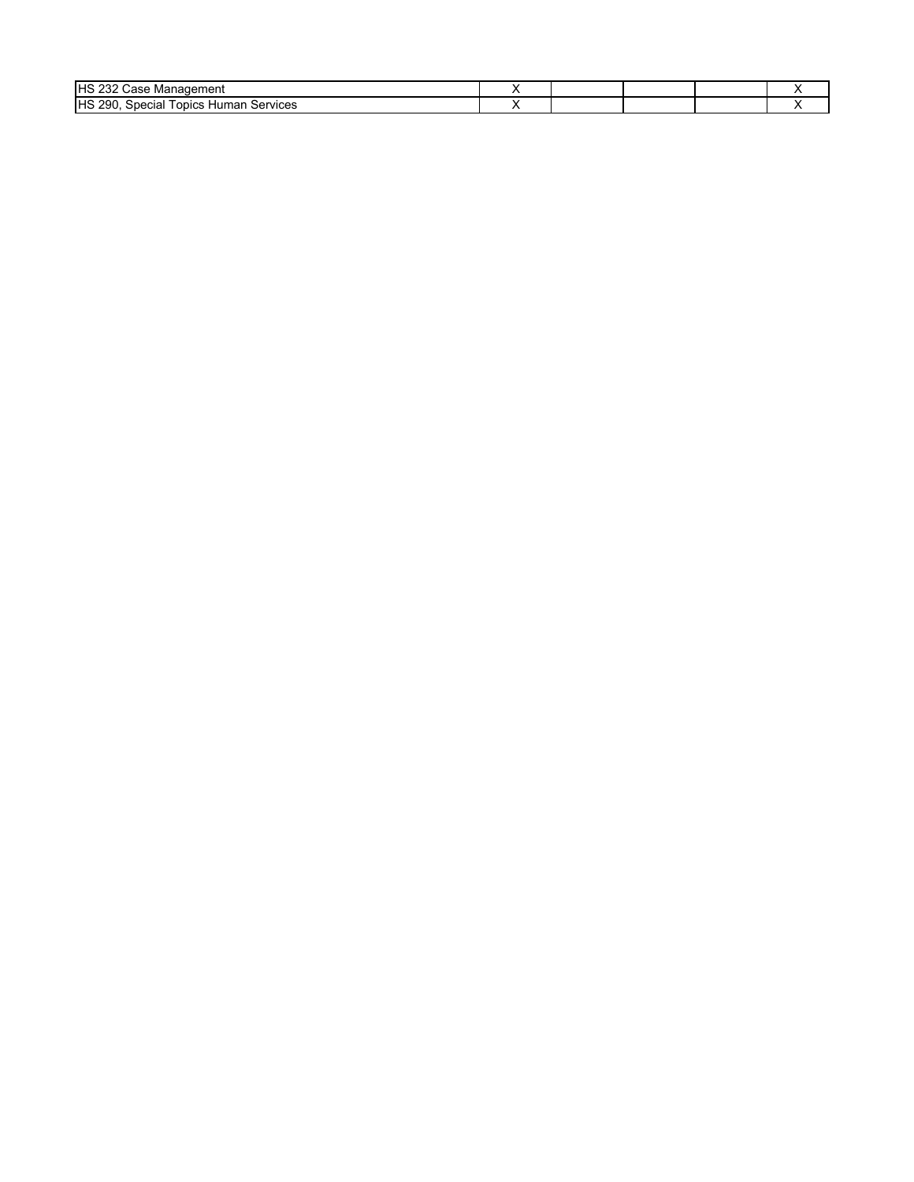| | | | | | |
|---|---|---|---|---|---|
| HS 232 Case Management | X | | | | X |
| HS 290, Special Topics Human Services | X | | | | X |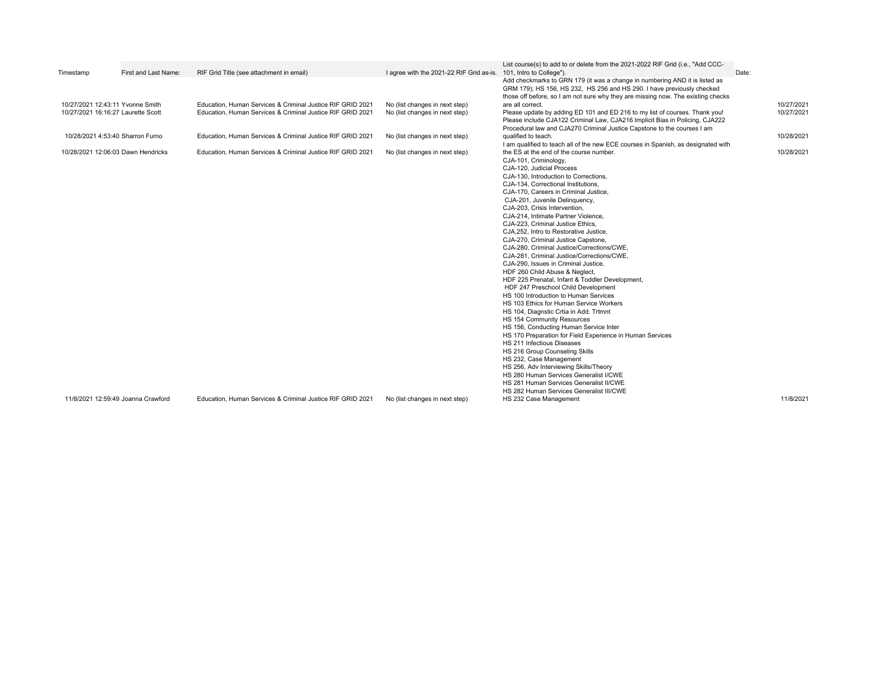| Timestamp | First and Last Name: | RIF Grid Title (see attachment in email) | I agree with the 2021-22 RIF Grid as-is. | List course(s) to add to or delete from the 2021-2022 RIF Grid (i.e., "Add CCC-101, Intro to College"). | Date: |
|---|---|---|---|---|---|
| 10/27/2021 12:43:11 | Yvonne Smith | Education, Human Services & Criminal Justice RIF GRID 2021 | No (list changes in next step) | Add checkmarks to GRN 179 (it was a change in numbering AND it is listed as GRM 179); HS 156, HS 232, HS 256 and HS 290. I have previously checked those off before, so I am not sure why they are missing now. The existing checks are all correct. | 10/27/2021 |
| 10/27/2021 16:16:27 | Laurette Scott | Education, Human Services & Criminal Justice RIF GRID 2021 | No (list changes in next step) | Please update by adding ED 101 and ED 216 to my list of courses. Thank you! | 10/27/2021 |
| 10/28/2021 4:53:40 | Sharron Furno | Education, Human Services & Criminal Justice RIF GRID 2021 | No (list changes in next step) | Please include CJA122 Criminal Law, CJA216 Implicit Bias in Policing, CJA222 Procedural law and CJA270 Criminal Justice Capstone to the courses I am qualified to teach. | 10/28/2021 |
| 10/28/2021 12:06:03 | Dawn Hendricks | Education, Human Services & Criminal Justice RIF GRID 2021 | No (list changes in next step) | I am qualified to teach all of the new ECE courses in Spanish, as designated with the ES at the end of the course number. | 10/28/2021 |
| 11/8/2021 12:59:49 | Joanna Crawford | Education, Human Services & Criminal Justice RIF GRID 2021 | No (list changes in next step) | CJA-101, Criminology,<br>CJA-120, Judicial Process<br>CJA-130, Introduction to Corrections,<br>CJA-134, Correctional Institutions,<br>CJA-170, Careers in Criminal Justice,<br>CJA-201, Juvenile Delinquency,<br>CJA-203, Crisis Intervention,<br>CJA-214, Intimate Partner Violence,<br>CJA-223, Criminal Justice Ethics,<br>CJA,252, Intro to Restorative Justice,<br>CJA-270, Criminal Justice Capstone,<br>CJA-280, Criminal Justice/Corrections/CWE,<br>CJA-281, Criminal Justice/Corrections/CWE,<br>CJA-290, Issues in Criminal Justice,<br>HDF 260 Child Abuse & Neglect,<br>HDF 225 Prenatal, Infant & Toddler Development,<br>HDF 247 Preschool Child Development<br>HS 100 Introduction to Human Services<br>HS 103 Ethics for Human Service Workers<br>HS 104, Diagnstic Crtia in Add. Trtmnt<br>HS 154 Community Resources<br>HS 156, Conducting Human Service Inter<br>HS 170 Preparation for Field Experience in Human Services<br>HS 211 Infectious Diseases<br>HS 216 Group Counseling Skills<br>HS 232, Case Management<br>HS 256, Adv Interviewing Skills/Theory<br>HS 280 Human Services Generalist I/CWE<br>HS 281 Human Services Generalist II/CWE<br>HS 282 Human Services Generalist III/CWE<br>HS 232 Case Management | 11/8/2021 |